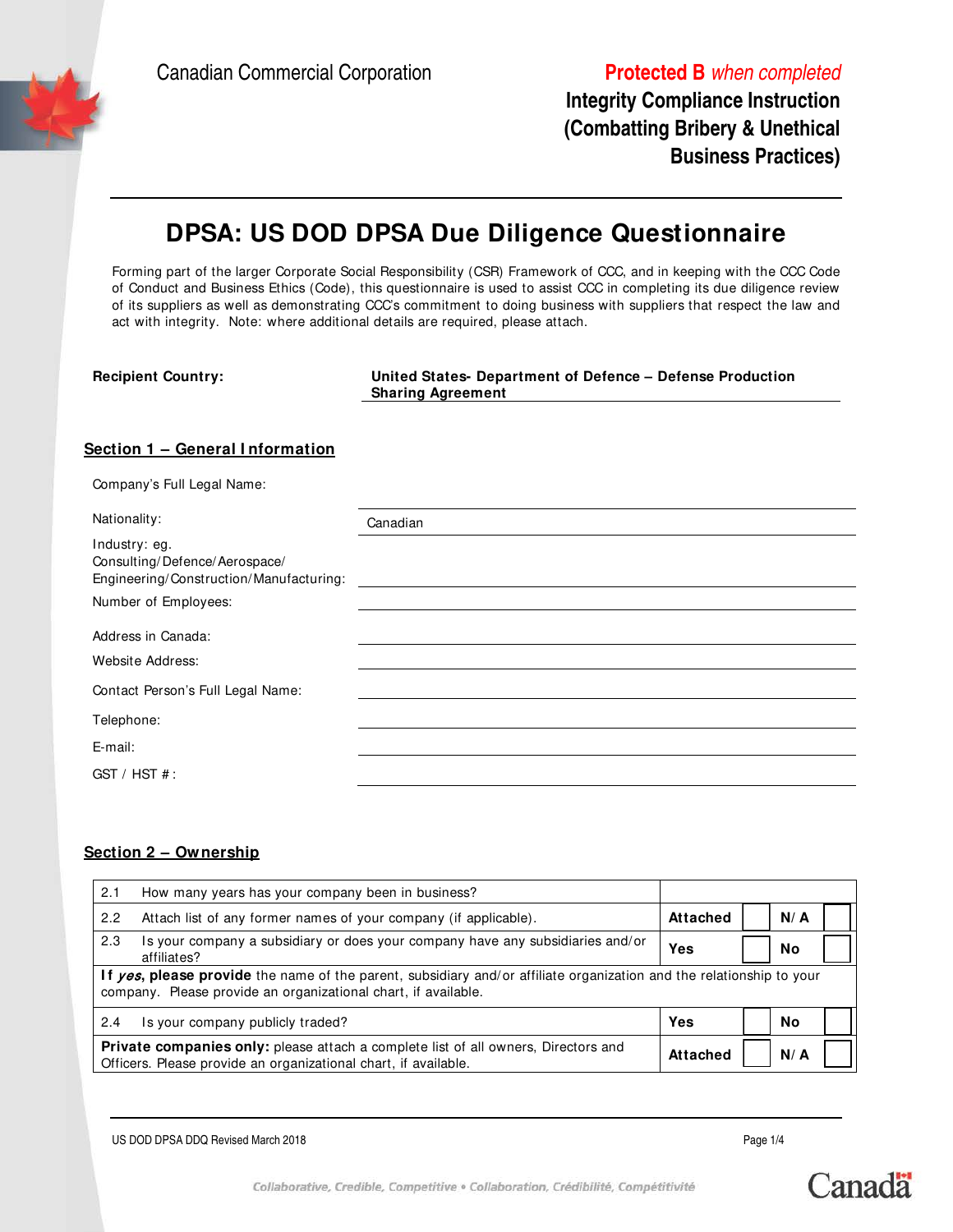Canadian Commercial Corporation

**Protected B** *when completed*

**Integrity Compliance Instruction (Combatting Bribery & Unethical Business Practices)**

# DPSA: US DOD DPSA Due Diligence Questionnaire

Forming part of the larger Corporate Social Responsibility (CSR) Framework of CCC, and in keeping with the CCC Code of Conduct and Business Ethics (Code), this questionnaire is used to assist CCC in completing its due diligence review of its suppliers as well as demonstrating CCC's commitment to doing business with suppliers that respect the law and act with integrity. Note: where additional details are required, please attach.

**Recipient Country:** **United States- Department of Defence – Defense Production Sharing Agreement**

## Section 1 – General Information

| | |
|---|---|
| Company's Full Legal Name: | |
| Nationality: | Canadian |
| Industry: eg. Consulting/Defence/Aerospace/Engineering/Construction/Manufacturing: | |
| Number of Employees: | |
| Address in Canada: | |
| Website Address: | |
| Contact Person's Full Legal Name: | |
| Telephone: | |
| E-mail: | |
| GST / HST #: | |

## Section 2 – Ownership

| | | | | | |
|---|---|---|---|---|---|
| 2.1 | How many years has your company been in business? | | | | |
| 2.2 | Attach list of any former names of your company (if applicable). | **Attached** | ☐ | **N/A** | ☐ |
| 2.3 | Is your company a subsidiary or does your company have any subsidiaries and/or affiliates? | **Yes** | ☐ | **No** | ☐ |
| **If *yes*, please provide** the name of the parent, subsidiary and/or affiliate organization and the relationship to your company. Please provide an organizational chart, if available. | | | | | |
| 2.4 | Is your company publicly traded? | **Yes** | ☐ | **No** | ☐ |
| **Private companies only:** please attach a complete list of all owners, Directors and Officers. Please provide an organizational chart, if available. | | **Attached** | ☐ | **N/A** | ☐ |

US DOD DPSA DDQ Revised March 2018

*Collaborative, Credible, Competitive • Collaboration, Crédibilité, Compétitivité*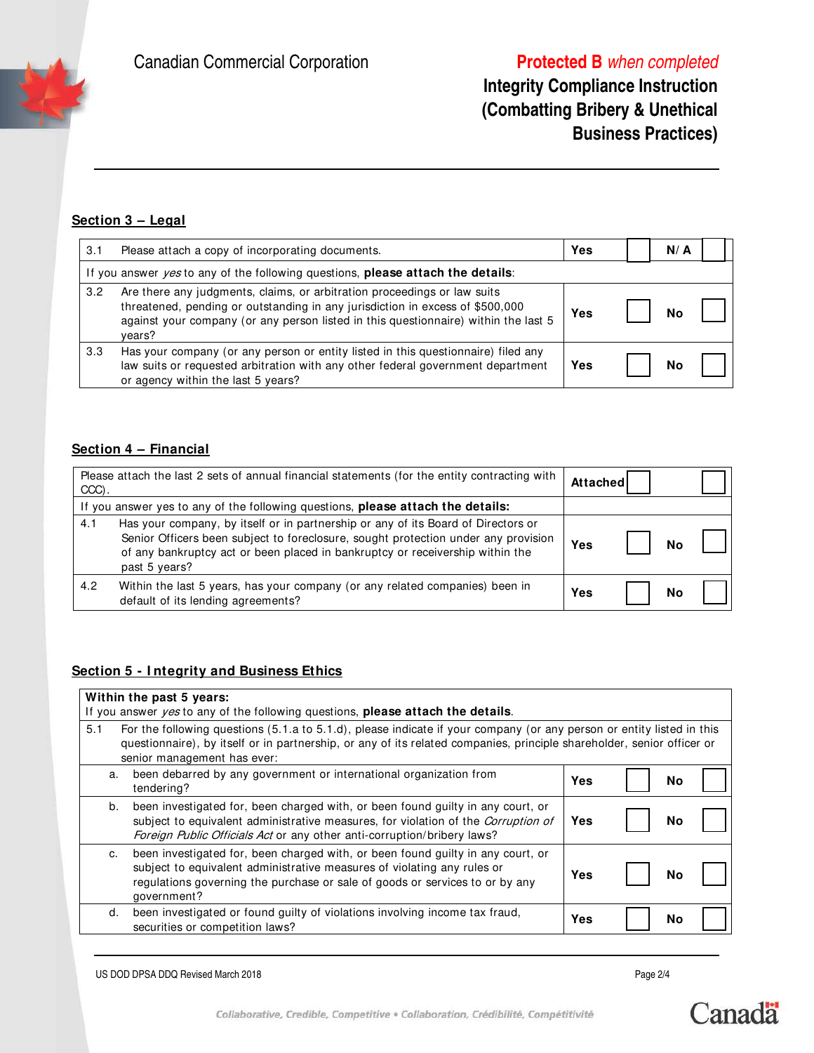Canadian Commercial Corporation

**Protected B** *when completed*
**Integrity Compliance Instruction (Combatting Bribery & Unethical Business Practices)**

## Section 3 – Legal

| | | | | | |
|---|---|---|---|---|---|
| 3.1 | Please attach a copy of incorporating documents. | **Yes** | ☐ | **N/A** | ☐ |
| If you answer *yes* to any of the following questions, **please attach the details**: | | | | | |
| 3.2 | Are there any judgments, claims, or arbitration proceedings or law suits threatened, pending or outstanding in any jurisdiction in excess of $500,000 against your company (or any person listed in this questionnaire) within the last 5 years? | **Yes** | ☐ | **No** | ☐ |
| 3.3 | Has your company (or any person or entity listed in this questionnaire) filed any law suits or requested arbitration with any other federal government department or agency within the last 5 years? | **Yes** | ☐ | **No** | ☐ |

## Section 4 – Financial

| | | | | | |
|---|---|---|---|---|---|
| Please attach the last 2 sets of annual financial statements (for the entity contracting with CCC). | | **Attached** | ☐ | | ☐ |
| If you answer yes to any of the following questions, **please attach the details:** | | | | | |
| 4.1 | Has your company, by itself or in partnership or any of its Board of Directors or Senior Officers been subject to foreclosure, sought protection under any provision of any bankruptcy act or been placed in bankruptcy or receivership within the past 5 years? | **Yes** | ☐ | **No** | ☐ |
| 4.2 | Within the last 5 years, has your company (or any related companies) been in default of its lending agreements? | **Yes** | ☐ | **No** | ☐ |

## Section 5 - Integrity and Business Ethics

| | | | | | |
|---|---|---|---|---|---|
| **Within the past 5 years:** If you answer *yes* to any of the following questions, **please attach the details**. | | | | | |
| 5.1 | For the following questions (5.1.a to 5.1.d), please indicate if your company (or any person or entity listed in this questionnaire), by itself or in partnership, or any of its related companies, principle shareholder, senior officer or senior management has ever: | | | | |
| a. | been debarred by any government or international organization from tendering? | **Yes** | ☐ | **No** | ☐ |
| b. | been investigated for, been charged with, or been found guilty in any court, or subject to equivalent administrative measures, for violation of the *Corruption of Foreign Public Officials Act* or any other anti-corruption/bribery laws? | **Yes** | ☐ | **No** | ☐ |
| c. | been investigated for, been charged with, or been found guilty in any court, or subject to equivalent administrative measures of violating any rules or regulations governing the purchase or sale of goods or services to or by any government? | **Yes** | ☐ | **No** | ☐ |
| d. | been investigated or found guilty of violations involving income tax fraud, securities or competition laws? | **Yes** | ☐ | **No** | ☐ |

US DOD DPSA DDQ Revised March 2018

Collaborative, Credible, Competitive • Collaboration, Crédibilité, Compétitivité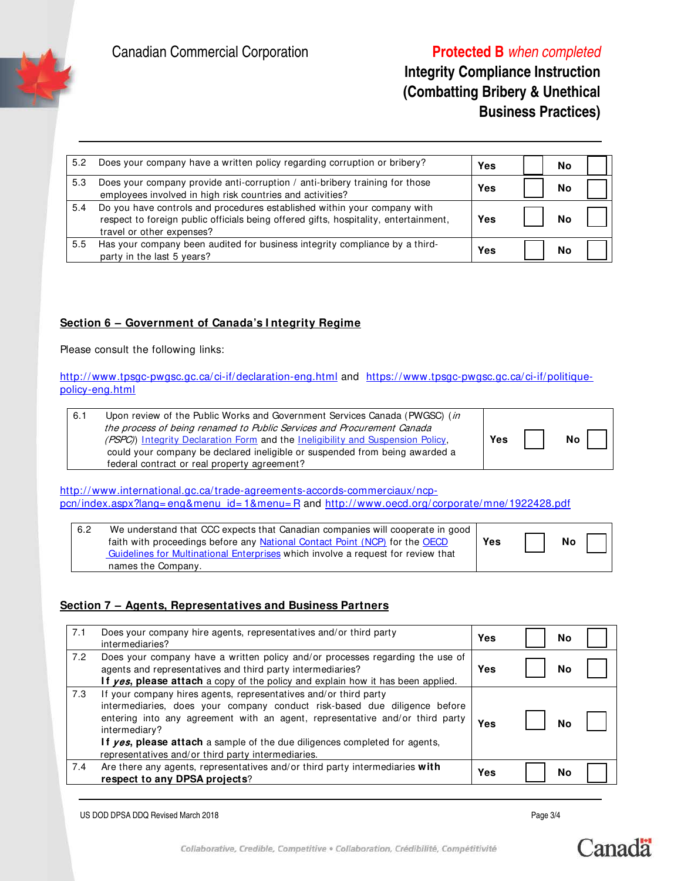| | | | | | |
|---|---|---|---|---|---|
| 5.2 | Does your company have a written policy regarding corruption or bribery? | **Yes** | ☐ | **No** | ☐ |
| 5.3 | Does your company provide anti-corruption / anti-bribery training for those employees involved in high risk countries and activities? | **Yes** | ☐ | **No** | ☐ |
| 5.4 | Do you have controls and procedures established within your company with respect to foreign public officials being offered gifts, hospitality, entertainment, travel or other expenses? | **Yes** | ☐ | **No** | ☐ |
| 5.5 | Has your company been audited for business integrity compliance by a third-party in the last 5 years? | **Yes** | ☐ | **No** | ☐ |

## Section 6 – Government of Canada's Integrity Regime

Please consult the following links:

http://www.tpsgc-pwgsc.gc.ca/ci-if/declaration-eng.html and https://www.tpsgc-pwgsc.gc.ca/ci-if/politique-policy-eng.html

| | | | | | |
|---|---|---|---|---|---|
| 6.1 | Upon review of the Public Works and Government Services Canada (PWGSC) (*in the process of being renamed to Public Services and Procurement Canada (PSPC)*) Integrity Declaration Form and the Ineligibility and Suspension Policy, could your company be declared ineligible or suspended from being awarded a federal contract or real property agreement? | **Yes** | ☐ | **No** | ☐ |

http://www.international.gc.ca/trade-agreements-accords-commerciaux/ncp-pcn/index.aspx?lang=eng&menu_id=1&menu=R and http://www.oecd.org/corporate/mne/1922428.pdf

| | | | | | |
|---|---|---|---|---|---|
| 6.2 | We understand that CCC expects that Canadian companies will cooperate in good faith with proceedings before any National Contact Point (NCP) for the OECD Guidelines for Multinational Enterprises which involve a request for review that names the Company. | **Yes** | ☐ | **No** | ☐ |

## Section 7 – Agents, Representatives and Business Partners

| | | | | | |
|---|---|---|---|---|---|
| 7.1 | Does your company hire agents, representatives and/or third party intermediaries? | **Yes** | ☐ | **No** | ☐ |
| 7.2 | Does your company have a written policy and/or processes regarding the use of agents and representatives and third party intermediaries? **If *yes*, please attach** a copy of the policy and explain how it has been applied. | **Yes** | ☐ | **No** | ☐ |
| 7.3 | If your company hires agents, representatives and/or third party intermediaries, does your company conduct risk-based due diligence before entering into any agreement with an agent, representative and/or third party intermediary? **If *yes*, please attach** a sample of the due diligences completed for agents, representatives and/or third party intermediaries. | **Yes** | ☐ | **No** | ☐ |
| 7.4 | Are there any agents, representatives and/or third party intermediaries **with respect to any DPSA projects**? | **Yes** | ☐ | **No** | ☐ |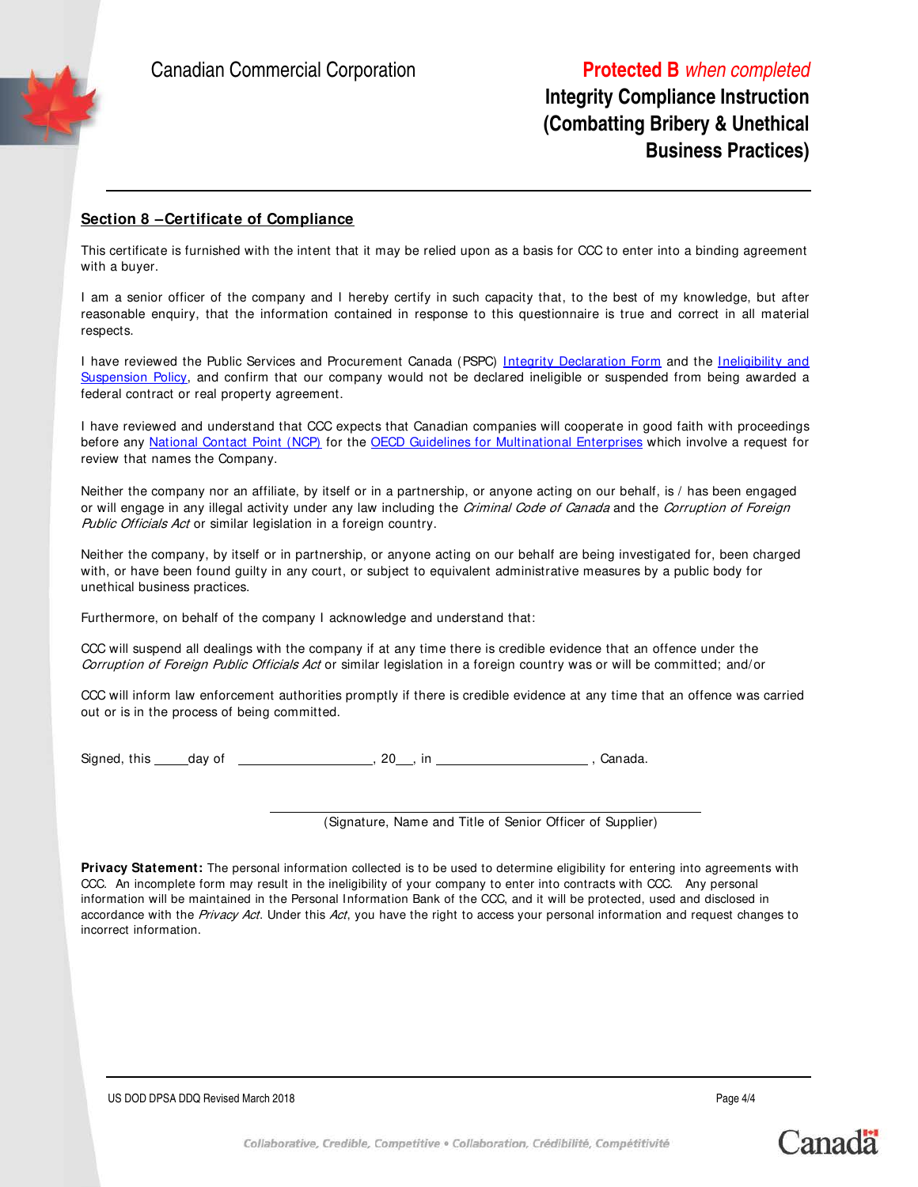Canadian Commercial Corporation

**Protected B** *when completed*

**Integrity Compliance Instruction (Combatting Bribery & Unethical Business Practices)**

## Section 8 – Certificate of Compliance

This certificate is furnished with the intent that it may be relied upon as a basis for CCC to enter into a binding agreement with a buyer.

I am a senior officer of the company and I hereby certify in such capacity that, to the best of my knowledge, but after reasonable enquiry, that the information contained in response to this questionnaire is true and correct in all material respects.

I have reviewed the Public Services and Procurement Canada (PSPC) Integrity Declaration Form and the Ineligibility and Suspension Policy, and confirm that our company would not be declared ineligible or suspended from being awarded a federal contract or real property agreement.

I have reviewed and understand that CCC expects that Canadian companies will cooperate in good faith with proceedings before any National Contact Point (NCP) for the OECD Guidelines for Multinational Enterprises which involve a request for review that names the Company.

Neither the company nor an affiliate, by itself or in a partnership, or anyone acting on our behalf, is / has been engaged or will engage in any illegal activity under any law including the *Criminal Code of Canada* and the *Corruption of Foreign Public Officials Act* or similar legislation in a foreign country.

Neither the company, by itself or in partnership, or anyone acting on our behalf are being investigated for, been charged with, or have been found guilty in any court, or subject to equivalent administrative measures by a public body for unethical business practices.

Furthermore, on behalf of the company I acknowledge and understand that:

CCC will suspend all dealings with the company if at any time there is credible evidence that an offence under the *Corruption of Foreign Public Officials Act* or similar legislation in a foreign country was or will be committed; and/or

CCC will inform law enforcement authorities promptly if there is credible evidence at any time that an offence was carried out or is in the process of being committed.

Signed, this _____day of ____________________, 20__, in ______________________ , Canada.

_______________________________________________

(Signature, Name and Title of Senior Officer of Supplier)

**Privacy Statement:** The personal information collected is to be used to determine eligibility for entering into agreements with CCC. An incomplete form may result in the ineligibility of your company to enter into contracts with CCC. Any personal information will be maintained in the Personal Information Bank of the CCC, and it will be protected, used and disclosed in accordance with the *Privacy Act*. Under this *Act*, you have the right to access your personal information and request changes to incorrect information.